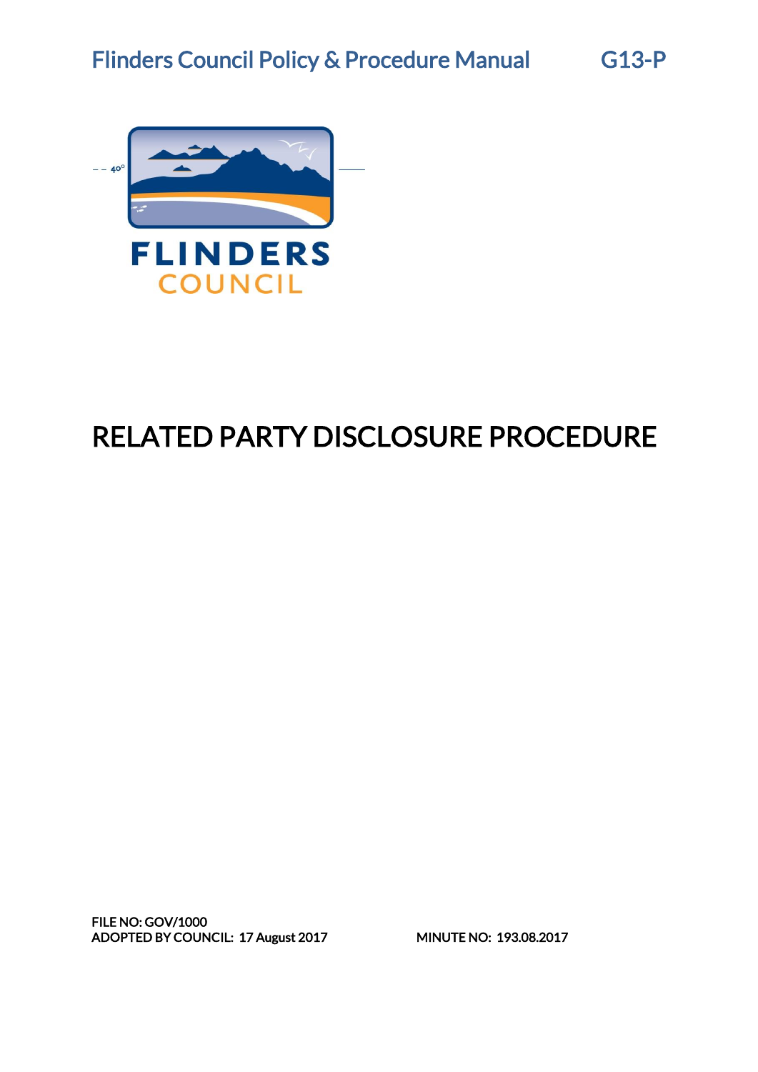# RELATED PARTY DISCLOSURE PROCEDURE

FILE NO: GOV/1000
ADOPTED BY COUNCIL: 17 August 2017 MINUTE NO: 193.08.2017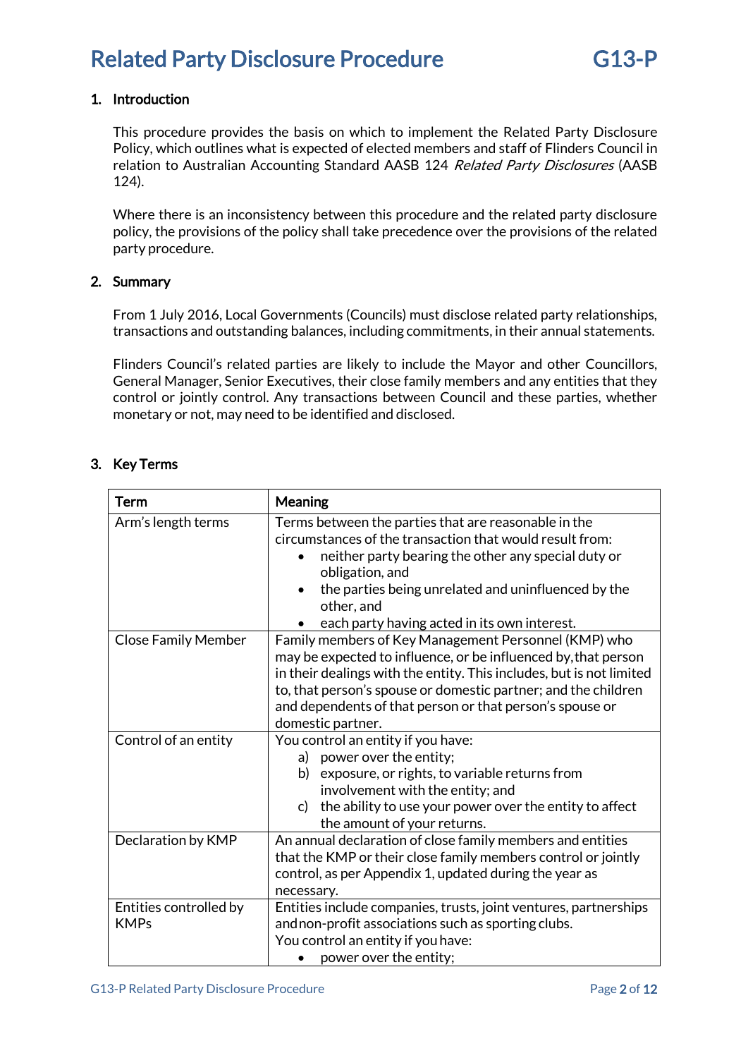## 1. Introduction

This procedure provides the basis on which to implement the Related Party Disclosure Policy, which outlines what is expected of elected members and staff of Flinders Council in relation to Australian Accounting Standard AASB 124 *Related Party Disclosures* (AASB 124).

Where there is an inconsistency between this procedure and the related party disclosure policy, the provisions of the policy shall take precedence over the provisions of the related party procedure.

## 2. Summary

From 1 July 2016, Local Governments (Councils) must disclose related party relationships, transactions and outstanding balances, including commitments, in their annual statements.

Flinders Council's related parties are likely to include the Mayor and other Councillors, General Manager, Senior Executives, their close family members and any entities that they control or jointly control. Any transactions between Council and these parties, whether monetary or not, may need to be identified and disclosed.

## 3. Key Terms

| Term | Meaning |
|---|---|
| Arm's length terms | Terms between the parties that are reasonable in the circumstances of the transaction that would result from:<br>• neither party bearing the other any special duty or obligation, and<br>• the parties being unrelated and uninfluenced by the other, and<br>• each party having acted in its own interest. |
| Close Family Member | Family members of Key Management Personnel (KMP) who may be expected to influence, or be influenced by, that person in their dealings with the entity. This includes, but is not limited to, that person's spouse or domestic partner; and the children and dependents of that person or that person's spouse or domestic partner. |
| Control of an entity | You control an entity if you have:<br>a) power over the entity;<br>b) exposure, or rights, to variable returns from involvement with the entity; and<br>c) the ability to use your power over the entity to affect the amount of your returns. |
| Declaration by KMP | An annual declaration of close family members and entities that the KMP or their close family members control or jointly control, as per Appendix 1, updated during the year as necessary. |
| Entities controlled by KMPs | Entities include companies, trusts, joint ventures, partnerships and non-profit associations such as sporting clubs.<br>You control an entity if you have:<br>• power over the entity; |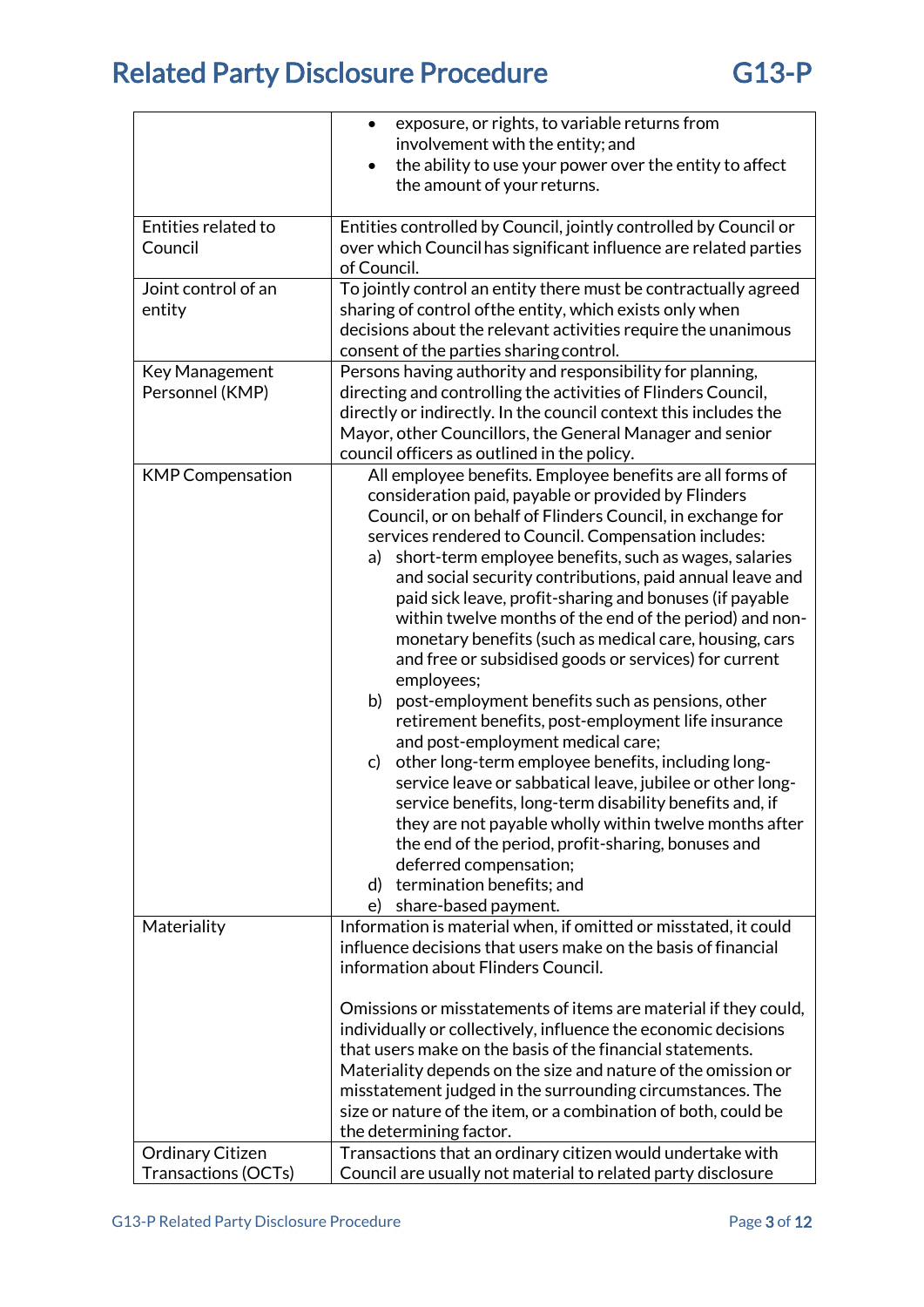| | |
|---|---|
| | • exposure, or rights, to variable returns from involvement with the entity; and<br>• the ability to use your power over the entity to affect the amount of your returns. |
| Entities related to Council | Entities controlled by Council, jointly controlled by Council or over which Council has significant influence are related parties of Council. |
| Joint control of an entity | To jointly control an entity there must be contractually agreed sharing of control ofthe entity, which exists only when decisions about the relevant activities require the unanimous consent of the parties sharing control. |
| Key Management Personnel (KMP) | Persons having authority and responsibility for planning, directing and controlling the activities of Flinders Council, directly or indirectly. In the council context this includes the Mayor, other Councillors, the General Manager and senior council officers as outlined in the policy. |
| KMP Compensation | All employee benefits. Employee benefits are all forms of consideration paid, payable or provided by Flinders Council, or on behalf of Flinders Council, in exchange for services rendered to Council. Compensation includes:<br>a) short-term employee benefits, such as wages, salaries and social security contributions, paid annual leave and paid sick leave, profit-sharing and bonuses (if payable within twelve months of the end of the period) and non-monetary benefits (such as medical care, housing, cars and free or subsidised goods or services) for current employees;<br>b) post-employment benefits such as pensions, other retirement benefits, post-employment life insurance and post-employment medical care;<br>c) other long-term employee benefits, including long-service leave or sabbatical leave, jubilee or other long-service benefits, long-term disability benefits and, if they are not payable wholly within twelve months after the end of the period, profit-sharing, bonuses and deferred compensation;<br>d) termination benefits; and<br>e) share-based payment. |
| Materiality | Information is material when, if omitted or misstated, it could influence decisions that users make on the basis of financial information about Flinders Council.<br><br>Omissions or misstatements of items are material if they could, individually or collectively, influence the economic decisions that users make on the basis of the financial statements. Materiality depends on the size and nature of the omission or misstatement judged in the surrounding circumstances. The size or nature of the item, or a combination of both, could be the determining factor. |
| Ordinary Citizen Transactions (OCTs) | Transactions that an ordinary citizen would undertake with Council are usually not material to related party disclosure |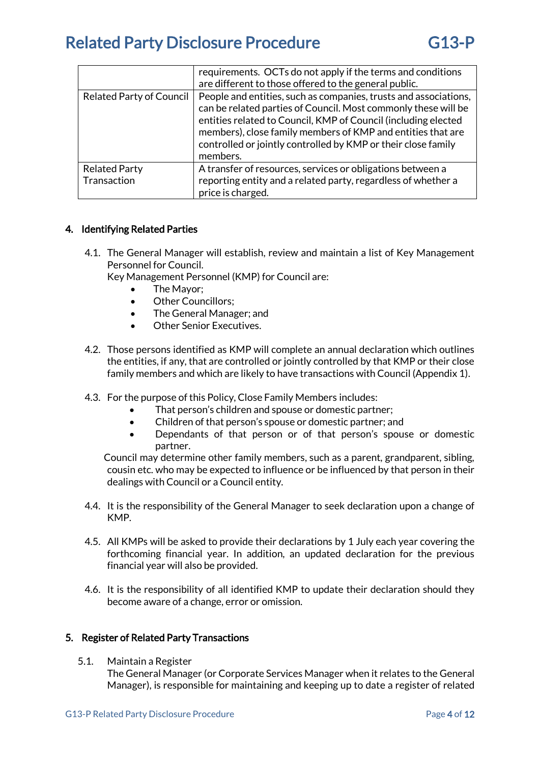| | |
|---|---|
| | requirements. OCTs do not apply if the terms and conditions are different to those offered to the general public. |
| Related Party of Council | People and entities, such as companies, trusts and associations, can be related parties of Council. Most commonly these will be entities related to Council, KMP of Council (including elected members), close family members of KMP and entities that are controlled or jointly controlled by KMP or their close family members. |
| Related Party Transaction | A transfer of resources, services or obligations between a reporting entity and a related party, regardless of whether a price is charged. |

## 4. Identifying Related Parties

4.1. The General Manager will establish, review and maintain a list of Key Management Personnel for Council.
Key Management Personnel (KMP) for Council are:

- The Mayor;
- Other Councillors;
- The General Manager; and
- Other Senior Executives.

4.2. Those persons identified as KMP will complete an annual declaration which outlines the entities, if any, that are controlled or jointly controlled by that KMP or their close family members and which are likely to have transactions with Council (Appendix 1).

4.3. For the purpose of this Policy, Close Family Members includes:

- That person's children and spouse or domestic partner;
- Children of that person's spouse or domestic partner; and
- Dependants of that person or of that person's spouse or domestic partner.

Council may determine other family members, such as a parent, grandparent, sibling, cousin etc. who may be expected to influence or be influenced by that person in their dealings with Council or a Council entity.

4.4. It is the responsibility of the General Manager to seek declaration upon a change of KMP.

4.5. All KMPs will be asked to provide their declarations by 1 July each year covering the forthcoming financial year. In addition, an updated declaration for the previous financial year will also be provided.

4.6. It is the responsibility of all identified KMP to update their declaration should they become aware of a change, error or omission.

## 5. Register of Related Party Transactions

5.1. Maintain a Register
The General Manager (or Corporate Services Manager when it relates to the General Manager), is responsible for maintaining and keeping up to date a register of related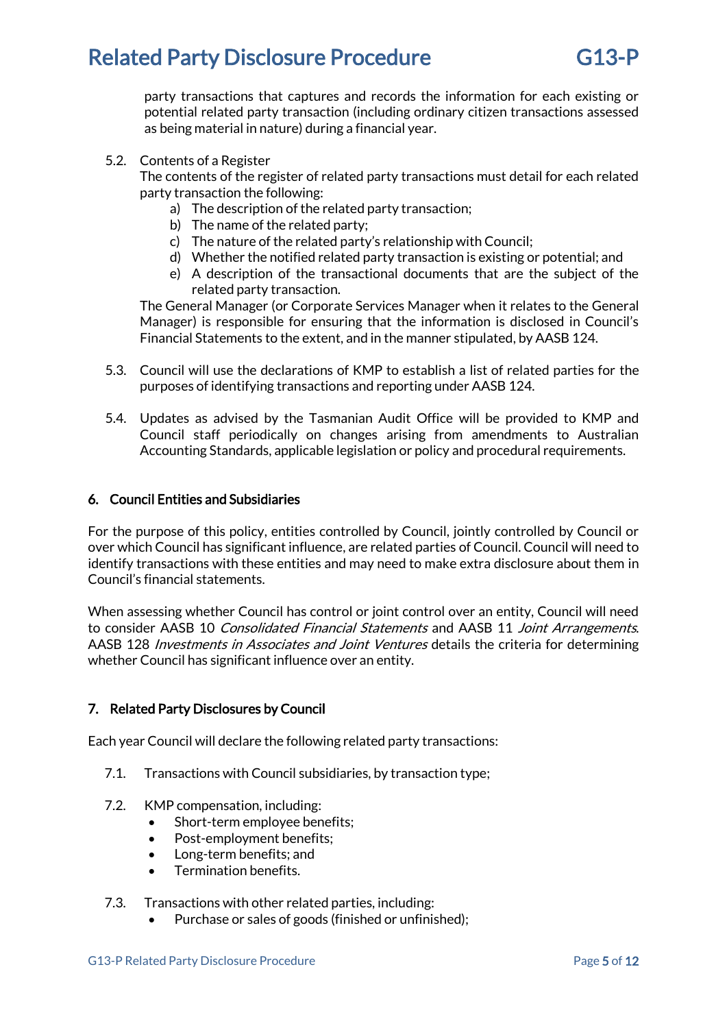party transactions that captures and records the information for each existing or potential related party transaction (including ordinary citizen transactions assessed as being material in nature) during a financial year.

5.2. Contents of a Register
The contents of the register of related party transactions must detail for each related party transaction the following:
   a) The description of the related party transaction;
   b) The name of the related party;
   c) The nature of the related party's relationship with Council;
   d) Whether the notified related party transaction is existing or potential; and
   e) A description of the transactional documents that are the subject of the related party transaction.

The General Manager (or Corporate Services Manager when it relates to the General Manager) is responsible for ensuring that the information is disclosed in Council's Financial Statements to the extent, and in the manner stipulated, by AASB 124.

5.3. Council will use the declarations of KMP to establish a list of related parties for the purposes of identifying transactions and reporting under AASB 124.

5.4. Updates as advised by the Tasmanian Audit Office will be provided to KMP and Council staff periodically on changes arising from amendments to Australian Accounting Standards, applicable legislation or policy and procedural requirements.

## 6. Council Entities and Subsidiaries

For the purpose of this policy, entities controlled by Council, jointly controlled by Council or over which Council has significant influence, are related parties of Council. Council will need to identify transactions with these entities and may need to make extra disclosure about them in Council's financial statements.

When assessing whether Council has control or joint control over an entity, Council will need to consider AASB 10 *Consolidated Financial Statements* and AASB 11 *Joint Arrangements*. AASB 128 *Investments in Associates and Joint Ventures* details the criteria for determining whether Council has significant influence over an entity.

## 7. Related Party Disclosures by Council

Each year Council will declare the following related party transactions:

7.1. Transactions with Council subsidiaries, by transaction type;

7.2. KMP compensation, including:
- Short-term employee benefits;
- Post-employment benefits;
- Long-term benefits; and
- Termination benefits.

7.3. Transactions with other related parties, including:
- Purchase or sales of goods (finished or unfinished);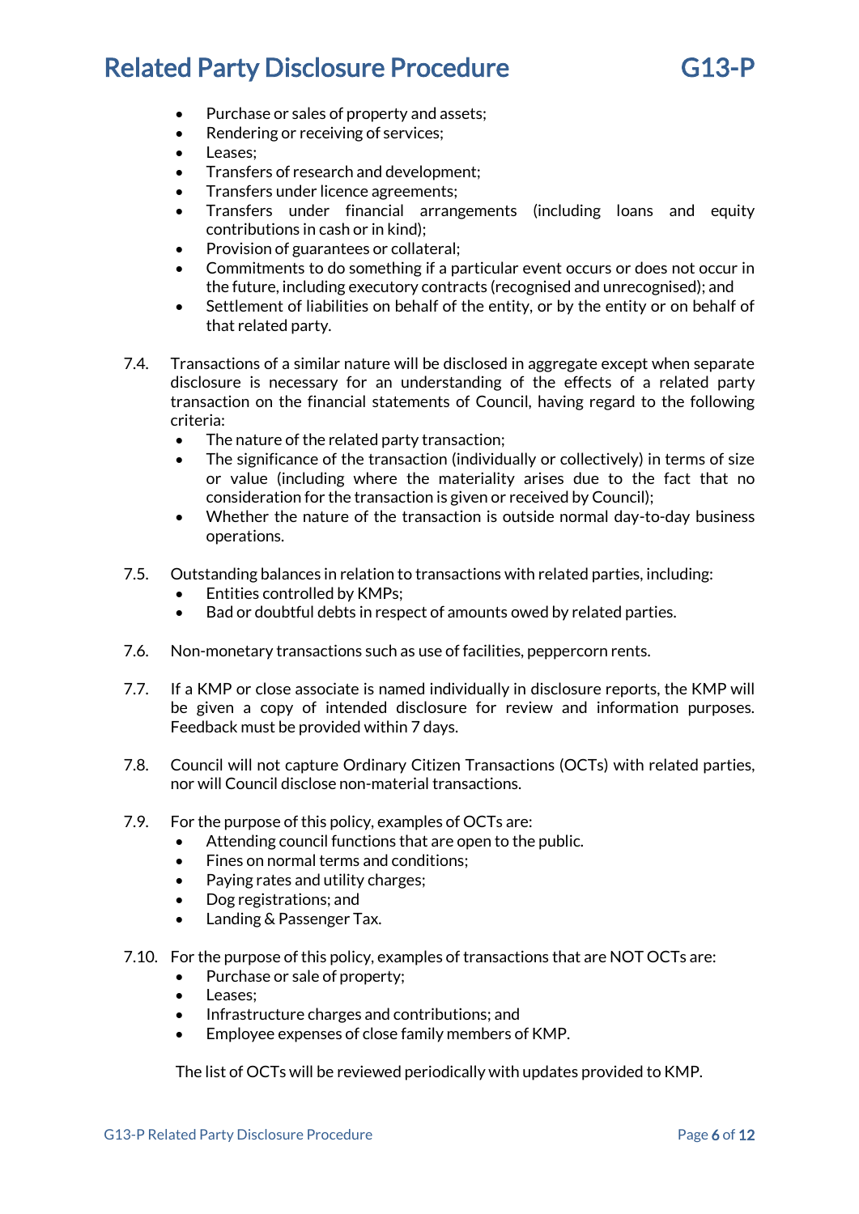- Purchase or sales of property and assets;
- Rendering or receiving of services;
- Leases;
- Transfers of research and development;
- Transfers under licence agreements;
- Transfers under financial arrangements (including loans and equity contributions in cash or in kind);
- Provision of guarantees or collateral;
- Commitments to do something if a particular event occurs or does not occur in the future, including executory contracts (recognised and unrecognised); and
- Settlement of liabilities on behalf of the entity, or by the entity or on behalf of that related party.

7.4. Transactions of a similar nature will be disclosed in aggregate except when separate disclosure is necessary for an understanding of the effects of a related party transaction on the financial statements of Council, having regard to the following criteria:
- The nature of the related party transaction;
- The significance of the transaction (individually or collectively) in terms of size or value (including where the materiality arises due to the fact that no consideration for the transaction is given or received by Council);
- Whether the nature of the transaction is outside normal day-to-day business operations.

7.5. Outstanding balances in relation to transactions with related parties, including:
- Entities controlled by KMPs;
- Bad or doubtful debts in respect of amounts owed by related parties.

7.6. Non-monetary transactions such as use of facilities, peppercorn rents.

7.7. If a KMP or close associate is named individually in disclosure reports, the KMP will be given a copy of intended disclosure for review and information purposes. Feedback must be provided within 7 days.

7.8. Council will not capture Ordinary Citizen Transactions (OCTs) with related parties, nor will Council disclose non-material transactions.

7.9. For the purpose of this policy, examples of OCTs are:
- Attending council functions that are open to the public.
- Fines on normal terms and conditions;
- Paying rates and utility charges;
- Dog registrations; and
- Landing & Passenger Tax.

7.10. For the purpose of this policy, examples of transactions that are NOT OCTs are:
- Purchase or sale of property;
- Leases;
- Infrastructure charges and contributions; and
- Employee expenses of close family members of KMP.

The list of OCTs will be reviewed periodically with updates provided to KMP.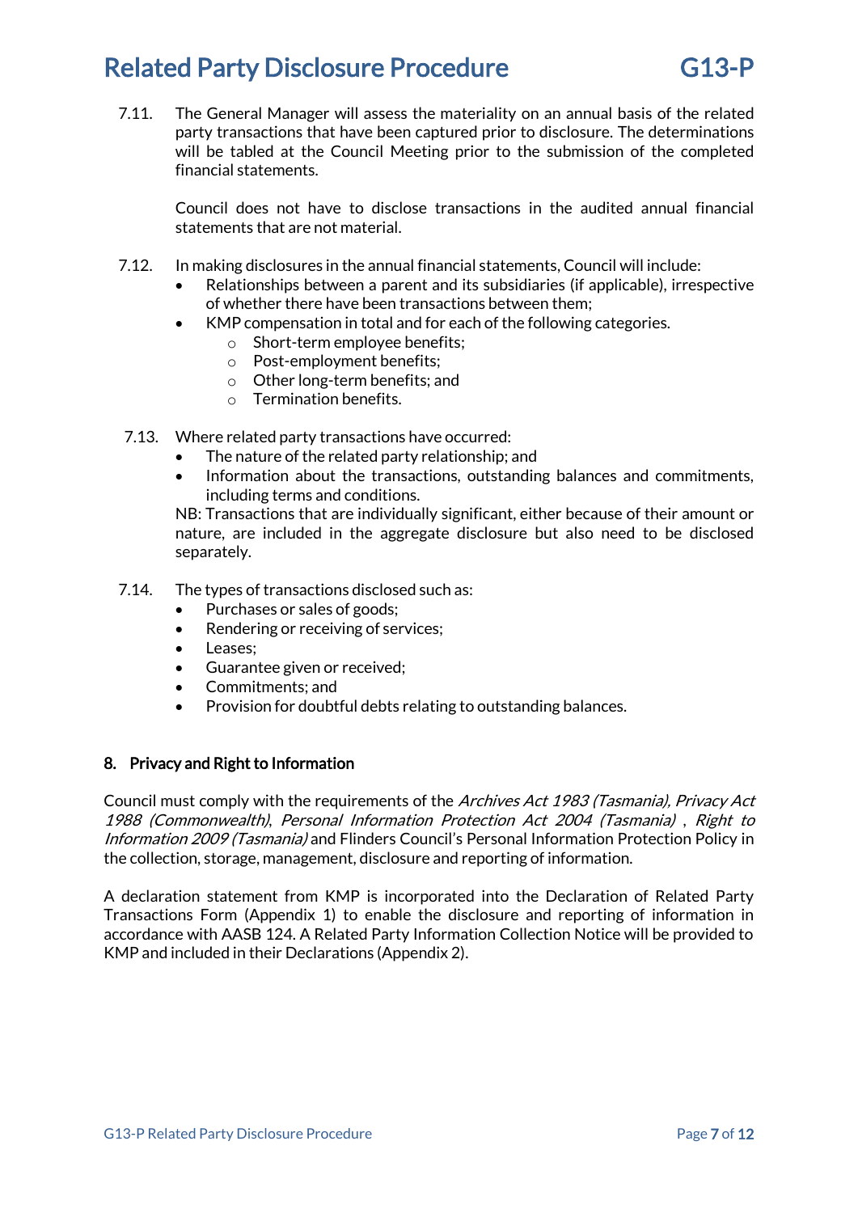7.11. The General Manager will assess the materiality on an annual basis of the related party transactions that have been captured prior to disclosure. The determinations will be tabled at the Council Meeting prior to the submission of the completed financial statements.

Council does not have to disclose transactions in the audited annual financial statements that are not material.

7.12. In making disclosures in the annual financial statements, Council will include:

- Relationships between a parent and its subsidiaries (if applicable), irrespective of whether there have been transactions between them;
- KMP compensation in total and for each of the following categories.
    - Short-term employee benefits;
    - Post-employment benefits;
    - Other long-term benefits; and
    - Termination benefits.

7.13. Where related party transactions have occurred:

- The nature of the related party relationship; and
- Information about the transactions, outstanding balances and commitments, including terms and conditions.

NB: Transactions that are individually significant, either because of their amount or nature, are included in the aggregate disclosure but also need to be disclosed separately.

7.14. The types of transactions disclosed such as:

- Purchases or sales of goods;
- Rendering or receiving of services;
- Leases;
- Guarantee given or received;
- Commitments; and
- Provision for doubtful debts relating to outstanding balances.

## 8. Privacy and Right to Information

Council must comply with the requirements of the *Archives Act 1983 (Tasmania), Privacy Act 1988 (Commonwealth), Personal Information Protection Act 2004 (Tasmania)* , *Right to Information 2009 (Tasmania)* and Flinders Council's Personal Information Protection Policy in the collection, storage, management, disclosure and reporting of information.

A declaration statement from KMP is incorporated into the Declaration of Related Party Transactions Form (Appendix 1) to enable the disclosure and reporting of information in accordance with AASB 124. A Related Party Information Collection Notice will be provided to KMP and included in their Declarations (Appendix 2).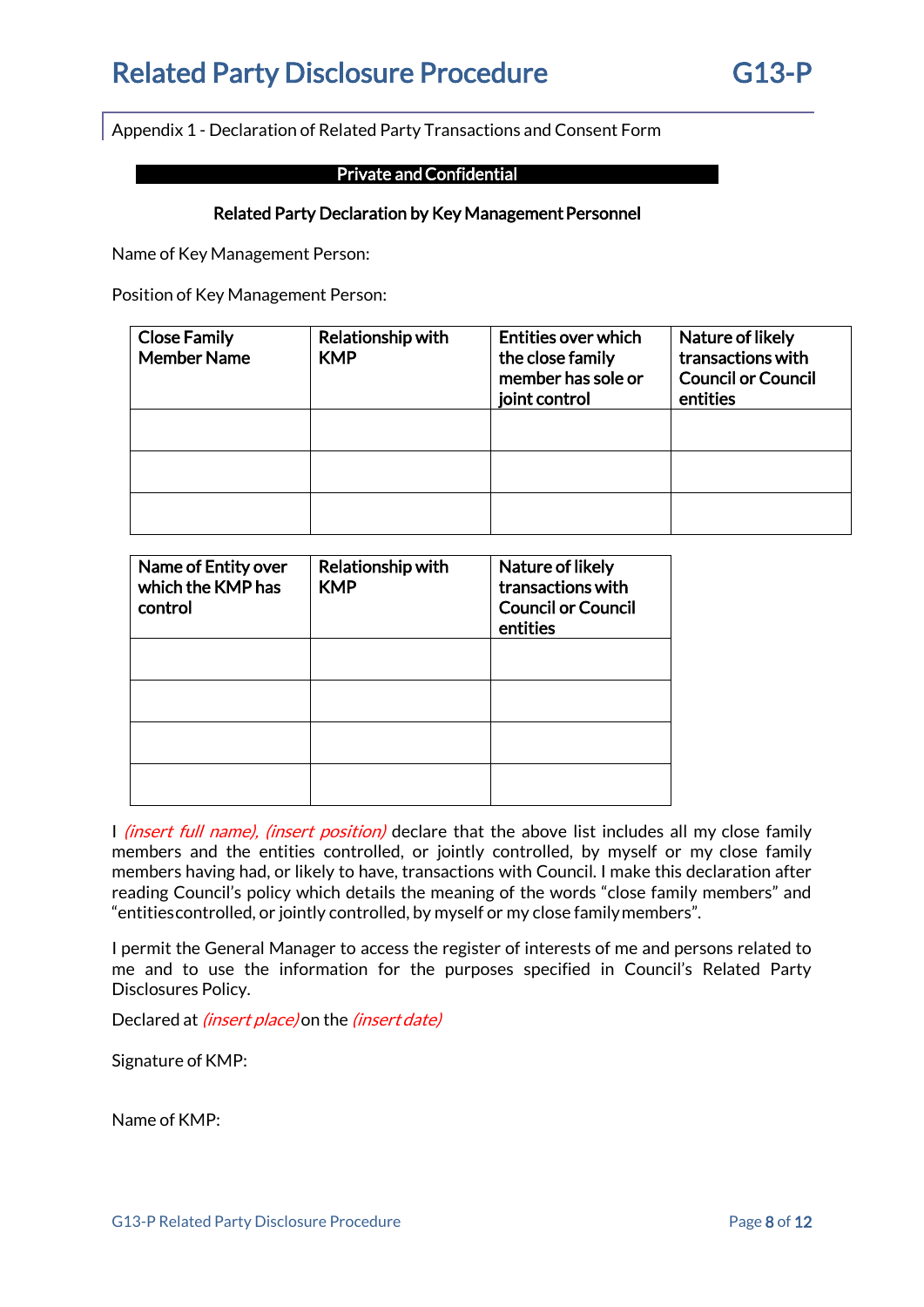Appendix 1 - Declaration of Related Party Transactions and Consent Form

**Private and Confidential**

**Related Party Declaration by Key Management Personnel**

Name of Key Management Person:

Position of Key Management Person:

| Close Family Member Name | Relationship with KMP | Entities over which the close family member has sole or joint control | Nature of likely transactions with Council or Council entities |
|---|---|---|---|
| | | | |
| | | | |
| | | | |

| Name of Entity over which the KMP has control | Relationship with KMP | Nature of likely transactions with Council or Council entities |
|---|---|---|
| | | |
| | | |
| | | |
| | | |

I *(insert full name), (insert position)* declare that the above list includes all my close family members and the entities controlled, or jointly controlled, by myself or my close family members having had, or likely to have, transactions with Council. I make this declaration after reading Council's policy which details the meaning of the words "close family members" and "entities controlled, or jointly controlled, by myself or my close family members".

I permit the General Manager to access the register of interests of me and persons related to me and to use the information for the purposes specified in Council's Related Party Disclosures Policy.

Declared at *(insert place)* on the *(insert date)*

Signature of KMP:

Name of KMP: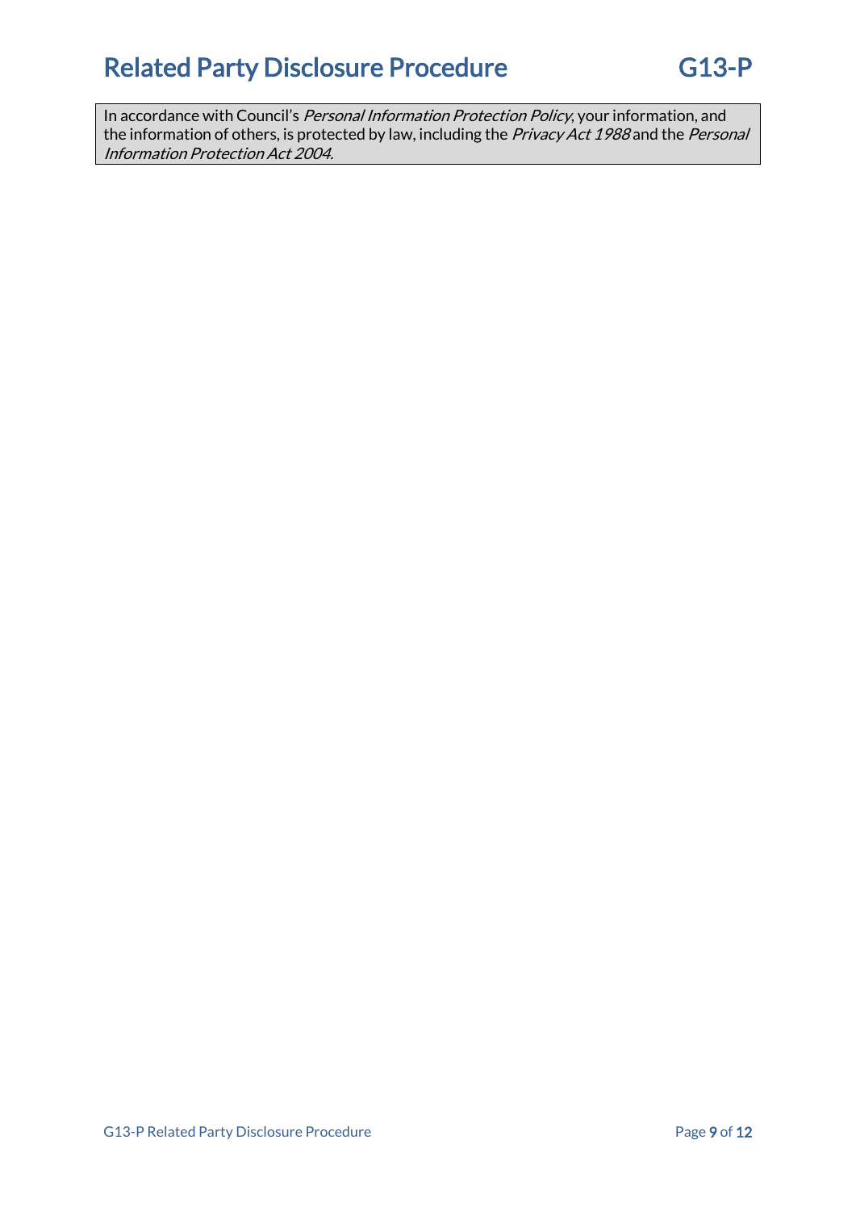In accordance with Council's *Personal Information Protection Policy*, your information, and the information of others, is protected by law, including the *Privacy Act 1988* and the *Personal Information Protection Act 2004*.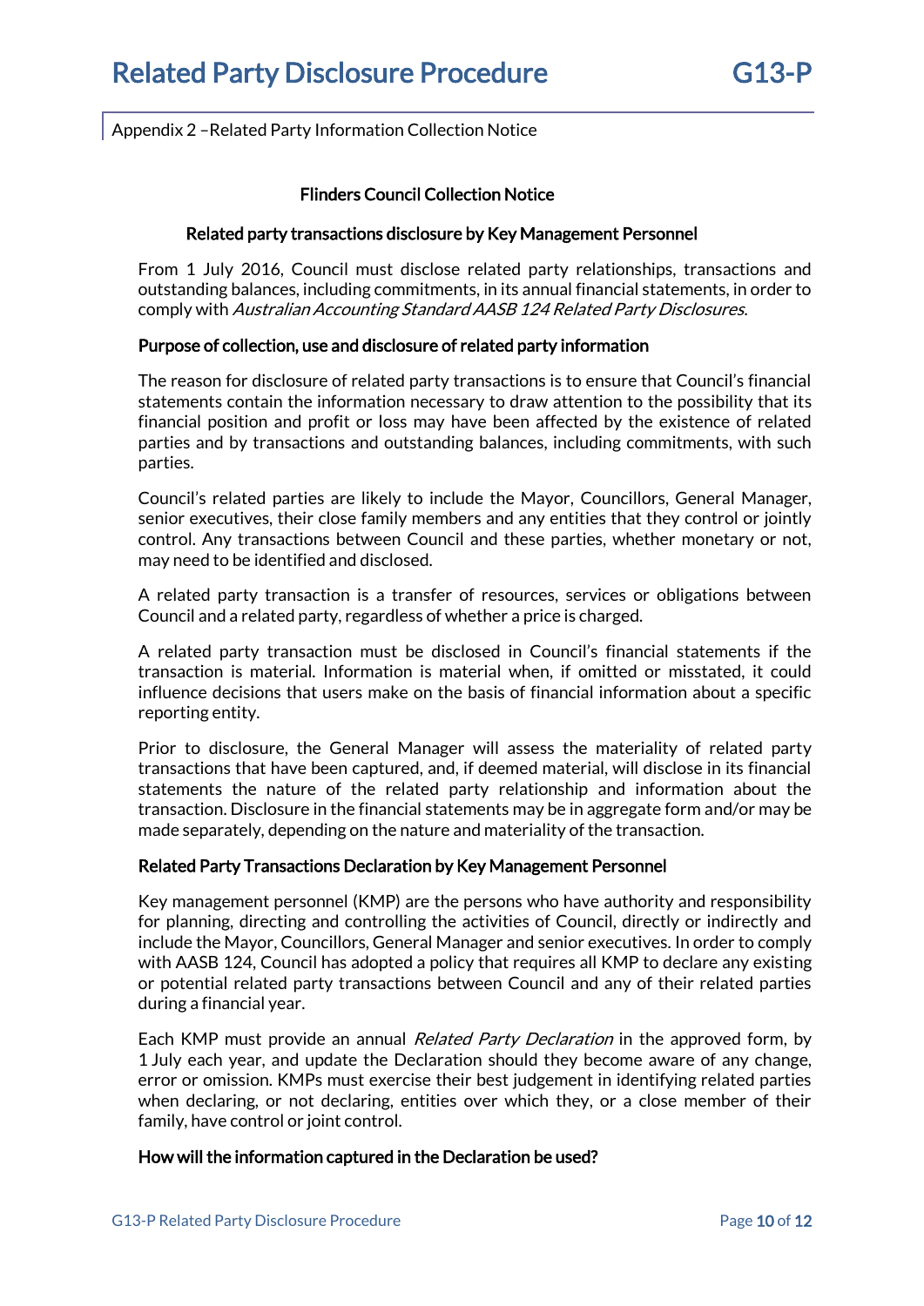Appendix 2 –Related Party Information Collection Notice

## Flinders Council Collection Notice

### Related party transactions disclosure by Key Management Personnel

From 1 July 2016, Council must disclose related party relationships, transactions and outstanding balances, including commitments, in its annual financial statements, in order to comply with *Australian Accounting Standard AASB 124 Related Party Disclosures*.

### Purpose of collection, use and disclosure of related party information

The reason for disclosure of related party transactions is to ensure that Council's financial statements contain the information necessary to draw attention to the possibility that its financial position and profit or loss may have been affected by the existence of related parties and by transactions and outstanding balances, including commitments, with such parties.

Council's related parties are likely to include the Mayor, Councillors, General Manager, senior executives, their close family members and any entities that they control or jointly control. Any transactions between Council and these parties, whether monetary or not, may need to be identified and disclosed.

A related party transaction is a transfer of resources, services or obligations between Council and a related party, regardless of whether a price is charged.

A related party transaction must be disclosed in Council's financial statements if the transaction is material. Information is material when, if omitted or misstated, it could influence decisions that users make on the basis of financial information about a specific reporting entity.

Prior to disclosure, the General Manager will assess the materiality of related party transactions that have been captured, and, if deemed material, will disclose in its financial statements the nature of the related party relationship and information about the transaction. Disclosure in the financial statements may be in aggregate form and/or may be made separately, depending on the nature and materiality of the transaction.

### Related Party Transactions Declaration by Key Management Personnel

Key management personnel (KMP) are the persons who have authority and responsibility for planning, directing and controlling the activities of Council, directly or indirectly and include the Mayor, Councillors, General Manager and senior executives. In order to comply with AASB 124, Council has adopted a policy that requires all KMP to declare any existing or potential related party transactions between Council and any of their related parties during a financial year.

Each KMP must provide an annual *Related Party Declaration* in the approved form, by 1 July each year, and update the Declaration should they become aware of any change, error or omission. KMPs must exercise their best judgement in identifying related parties when declaring, or not declaring, entities over which they, or a close member of their family, have control or joint control.

### How will the information captured in the Declaration be used?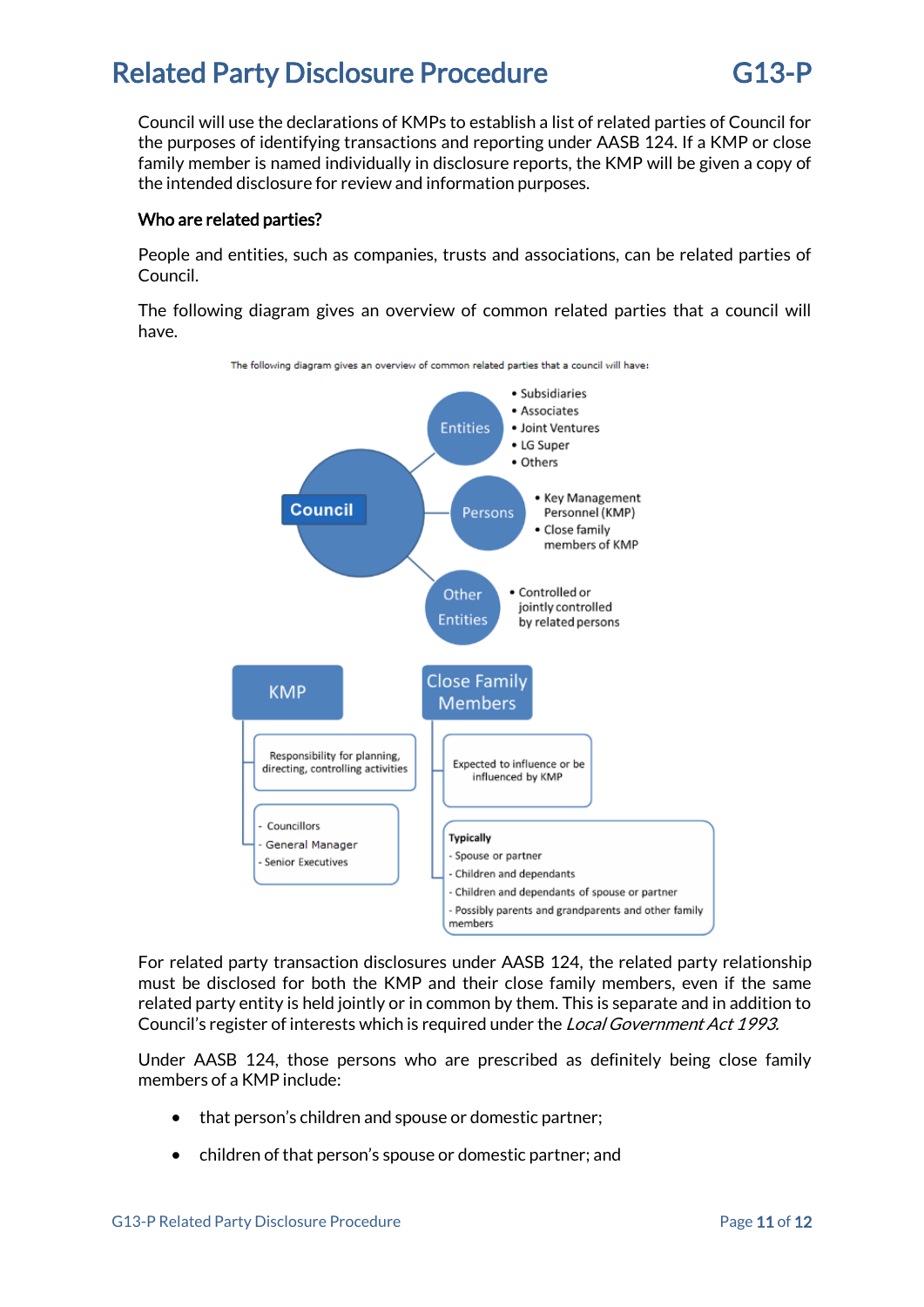Council will use the declarations of KMPs to establish a list of related parties of Council for the purposes of identifying transactions and reporting under AASB 124. If a KMP or close family member is named individually in disclosure reports, the KMP will be given a copy of the intended disclosure for review and information purposes.

**Who are related parties?**

People and entities, such as companies, trusts and associations, can be related parties of Council.

The following diagram gives an overview of common related parties that a council will have.

The following diagram gives an overview of common related parties that a council will have:

**Council**

- **Entities**
  - Subsidiaries
  - Associates
  - Joint Ventures
  - LG Super
  - Others
- **Persons**
  - Key Management Personnel (KMP)
  - Close family members of KMP
- **Other Entities**
  - Controlled or jointly controlled by related persons

**KMP**

- Responsibility for planning, directing, controlling activities
- - Councillors
  - General Manager
  - Senior Executives

**Close Family Members**

- Expected to influence or be influenced by KMP
- Typically
  - Spouse or partner
  - Children and dependants
  - Children and dependants of spouse or partner
  - Possibly parents and grandparents and other family members

For related party transaction disclosures under AASB 124, the related party relationship must be disclosed for both the KMP and their close family members, even if the same related party entity is held jointly or in common by them. This is separate and in addition to Council's register of interests which is required under the *Local Government Act 1993*.

Under AASB 124, those persons who are prescribed as definitely being close family members of a KMP include:

- that person's children and spouse or domestic partner;
- children of that person's spouse or domestic partner; and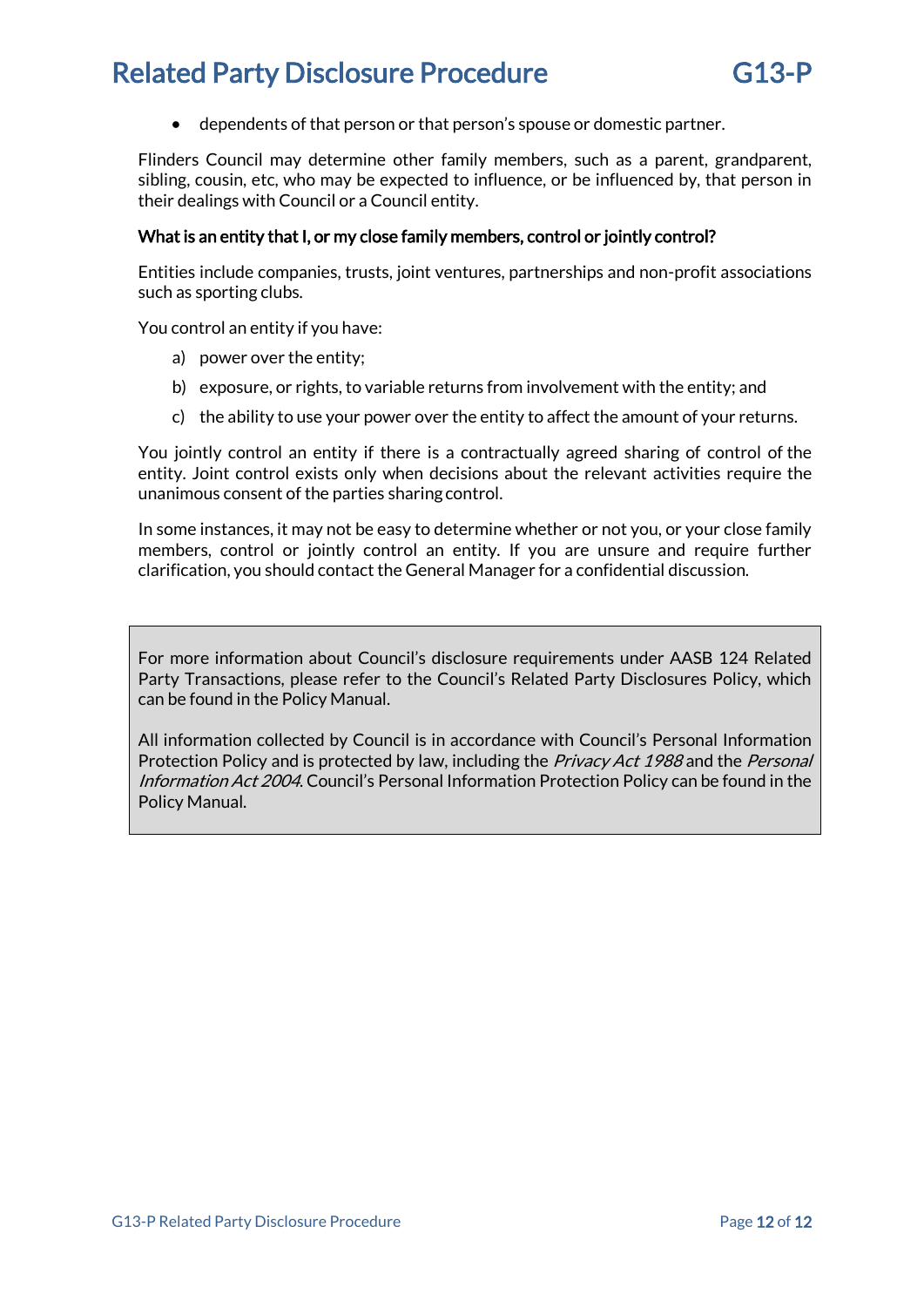- dependents of that person or that person's spouse or domestic partner.

Flinders Council may determine other family members, such as a parent, grandparent, sibling, cousin, etc, who may be expected to influence, or be influenced by, that person in their dealings with Council or a Council entity.

**What is an entity that I, or my close family members, control or jointly control?**

Entities include companies, trusts, joint ventures, partnerships and non-profit associations such as sporting clubs.

You control an entity if you have:

a) power over the entity;

b) exposure, or rights, to variable returns from involvement with the entity; and

c) the ability to use your power over the entity to affect the amount of your returns.

You jointly control an entity if there is a contractually agreed sharing of control of the entity. Joint control exists only when decisions about the relevant activities require the unanimous consent of the parties sharing control.

In some instances, it may not be easy to determine whether or not you, or your close family members, control or jointly control an entity. If you are unsure and require further clarification, you should contact the General Manager for a confidential discussion.

For more information about Council's disclosure requirements under AASB 124 Related Party Transactions, please refer to the Council's Related Party Disclosures Policy, which can be found in the Policy Manual.

All information collected by Council is in accordance with Council's Personal Information Protection Policy and is protected by law, including the *Privacy Act 1988* and the *Personal Information Act 2004*. Council's Personal Information Protection Policy can be found in the Policy Manual.